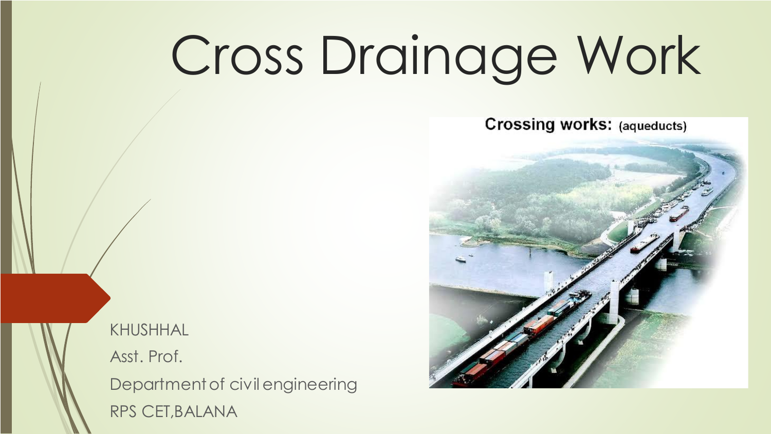# Cross Drainage Work

Crossing works: (aqueducts)

KHUSHHAL

Asst. Prof.

Department of civil engineering

RPS CET,BALANA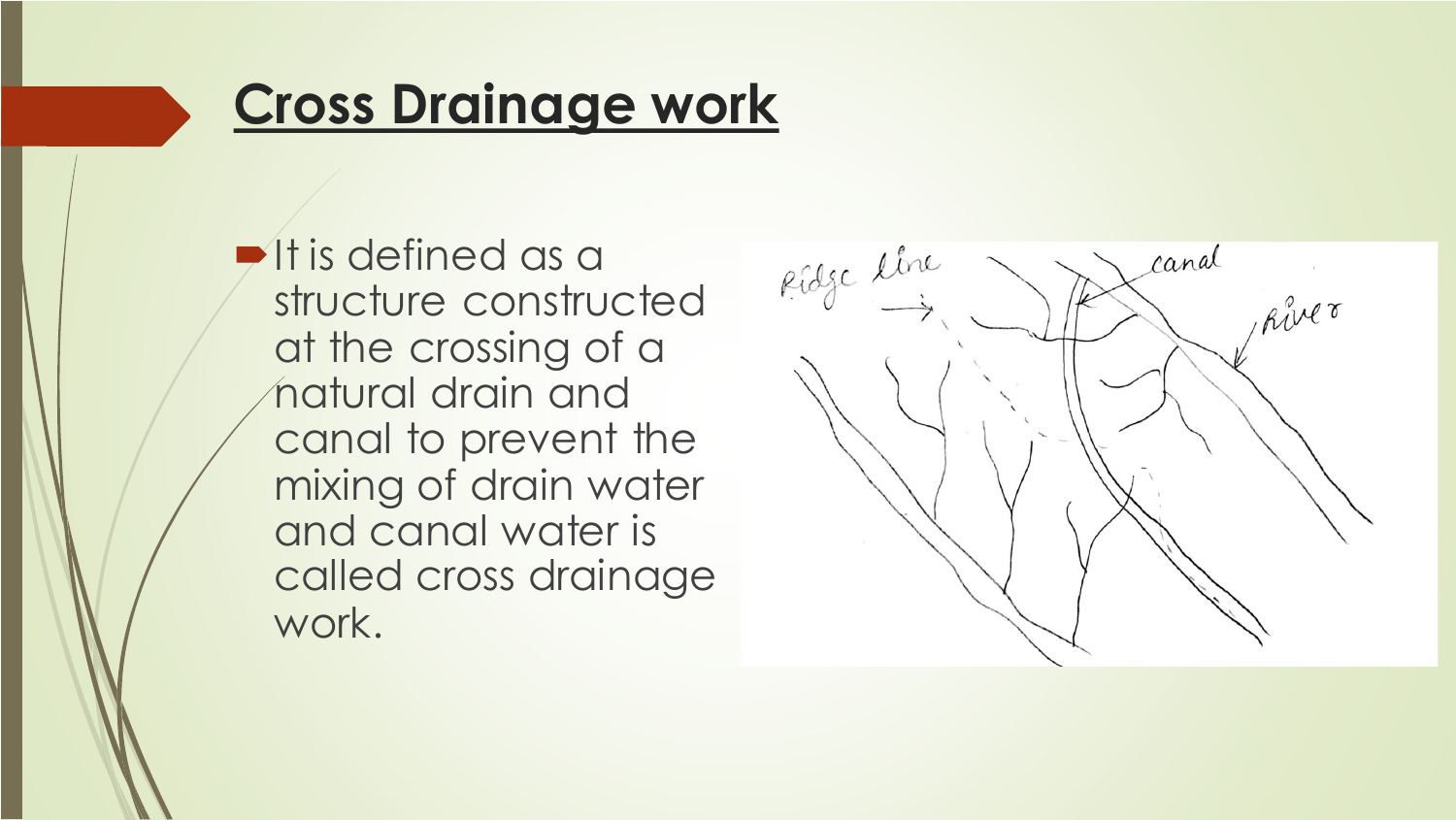## Cross Drainage work

- It is defined as a structure constructed at the crossing of a natural drain and canal to prevent the mixing of drain water and canal water is called cross drainage work.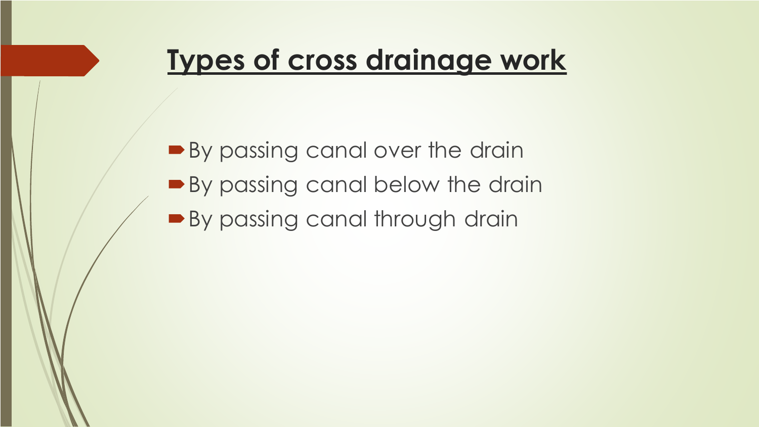# Types of cross drainage work

- By passing canal over the drain
- By passing canal below the drain
- By passing canal through drain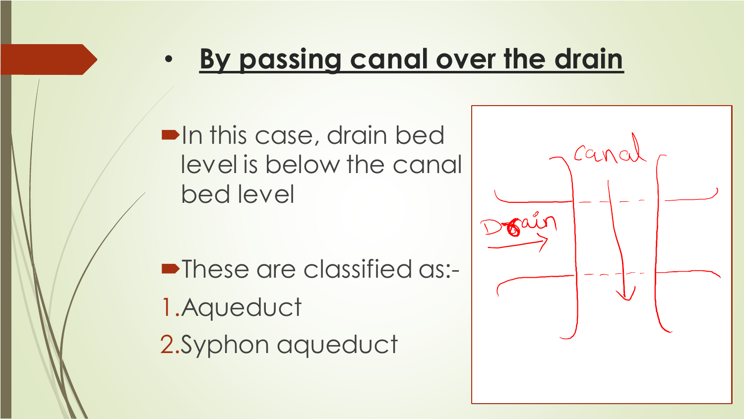## By passing canal over the drain

- In this case, drain bed level is below the canal bed level

- These are classified as:-

1. Aqueduct
2. Syphon aqueduct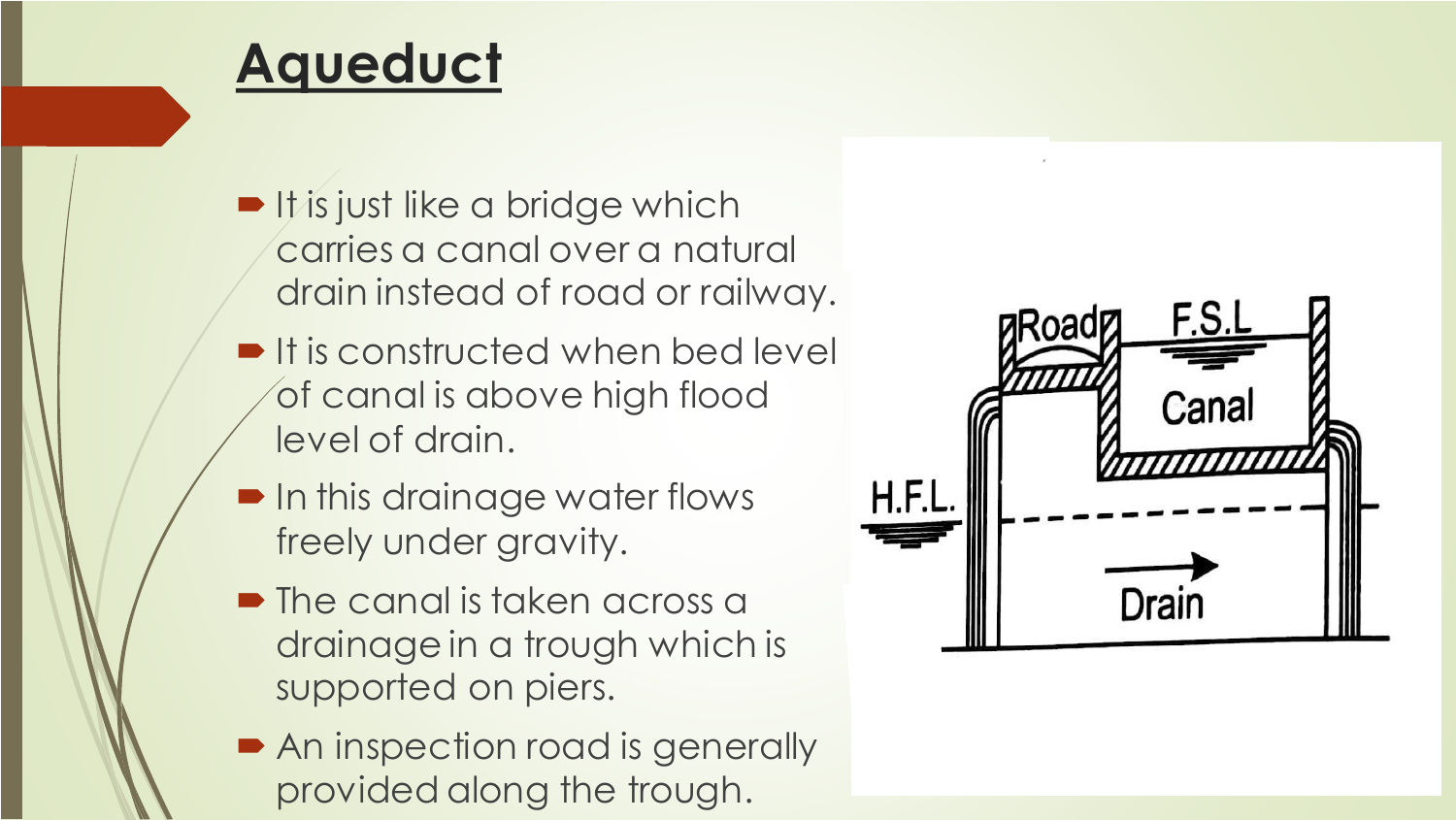# Aqueduct

- It is just like a bridge which carries a canal over a natural drain instead of road or railway.
- It is constructed when bed level of canal is above high flood level of drain.
- In this drainage water flows freely under gravity.
- The canal is taken across a drainage in a trough which is supported on piers.
- An inspection road is generally provided along the trough.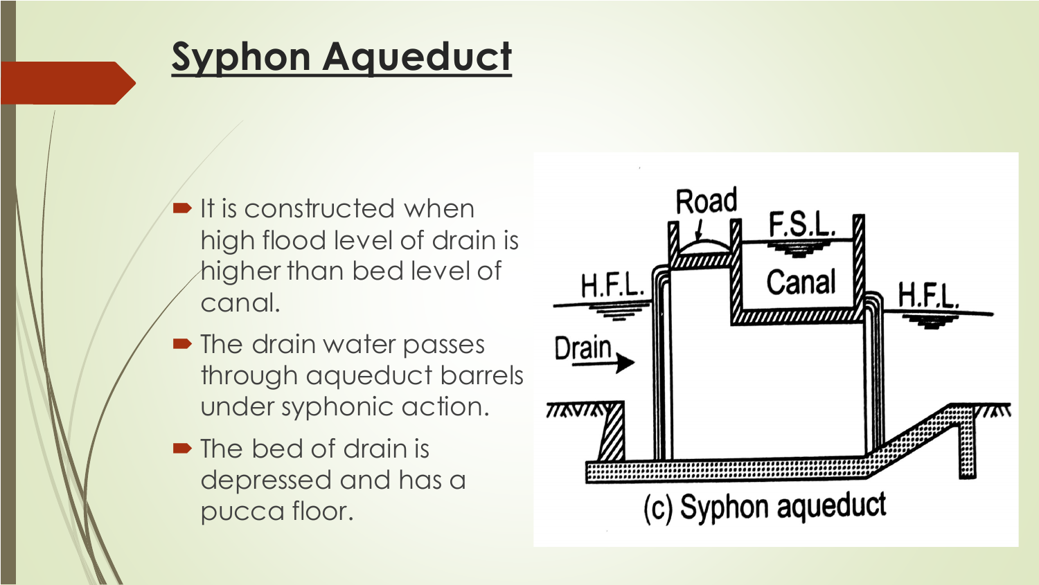# Syphon Aqueduct

- It is constructed when high flood level of drain is higher than bed level of canal.
- The drain water passes through aqueduct barrels under syphonic action.
- The bed of drain is depressed and has a pucca floor.

(c) Syphon aqueduct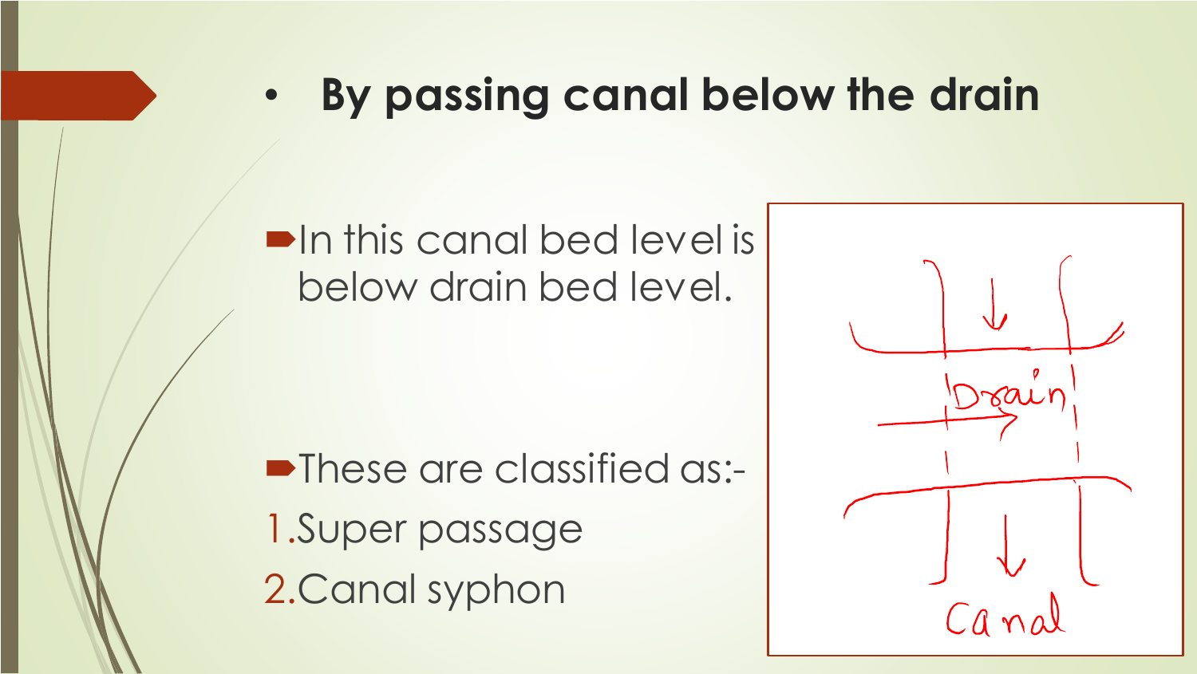## By passing canal below the drain

- In this canal bed level is below drain bed level.
- These are classified as:-

1. Super passage
2. Canal syphon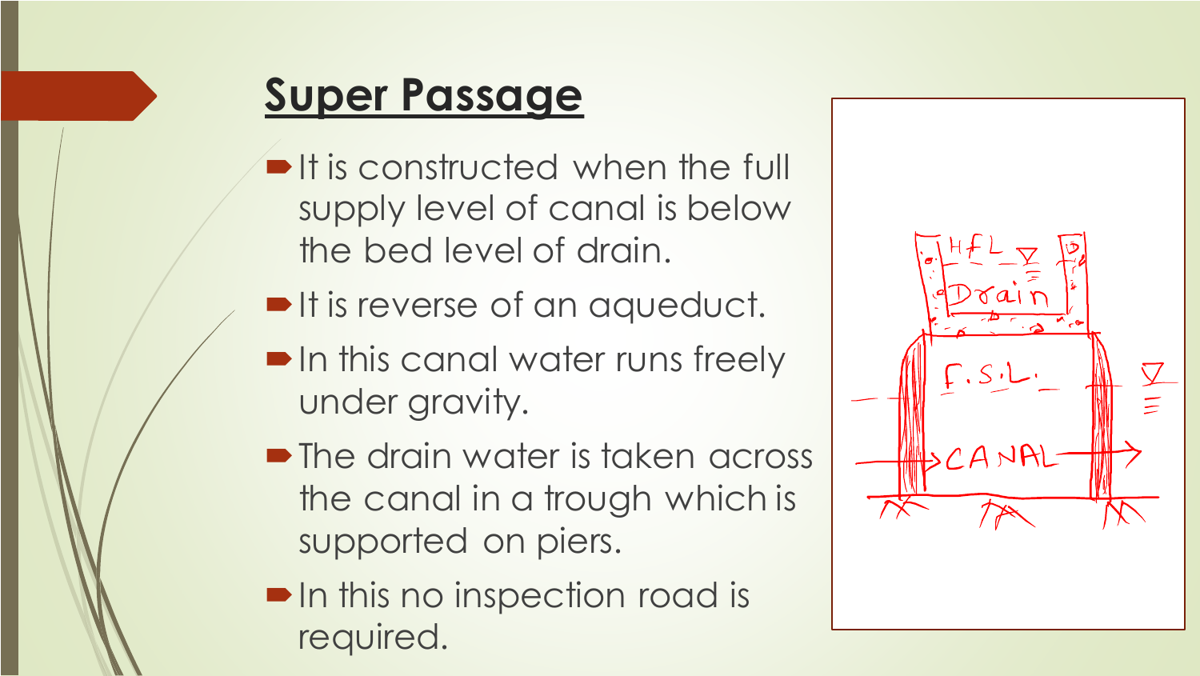# Super Passage

- It is constructed when the full supply level of canal is below the bed level of drain.
- It is reverse of an aqueduct.
- In this canal water runs freely under gravity.
- The drain water is taken across the canal in a trough which is supported on piers.
- In this no inspection road is required.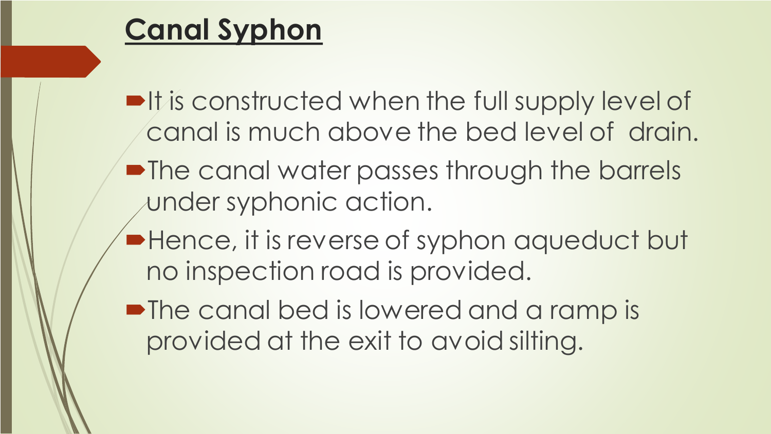## Canal Syphon

- It is constructed when the full supply level of canal is much above the bed level of drain.
- The canal water passes through the barrels under syphonic action.
- Hence, it is reverse of syphon aqueduct but no inspection road is provided.
- The canal bed is lowered and a ramp is provided at the exit to avoid silting.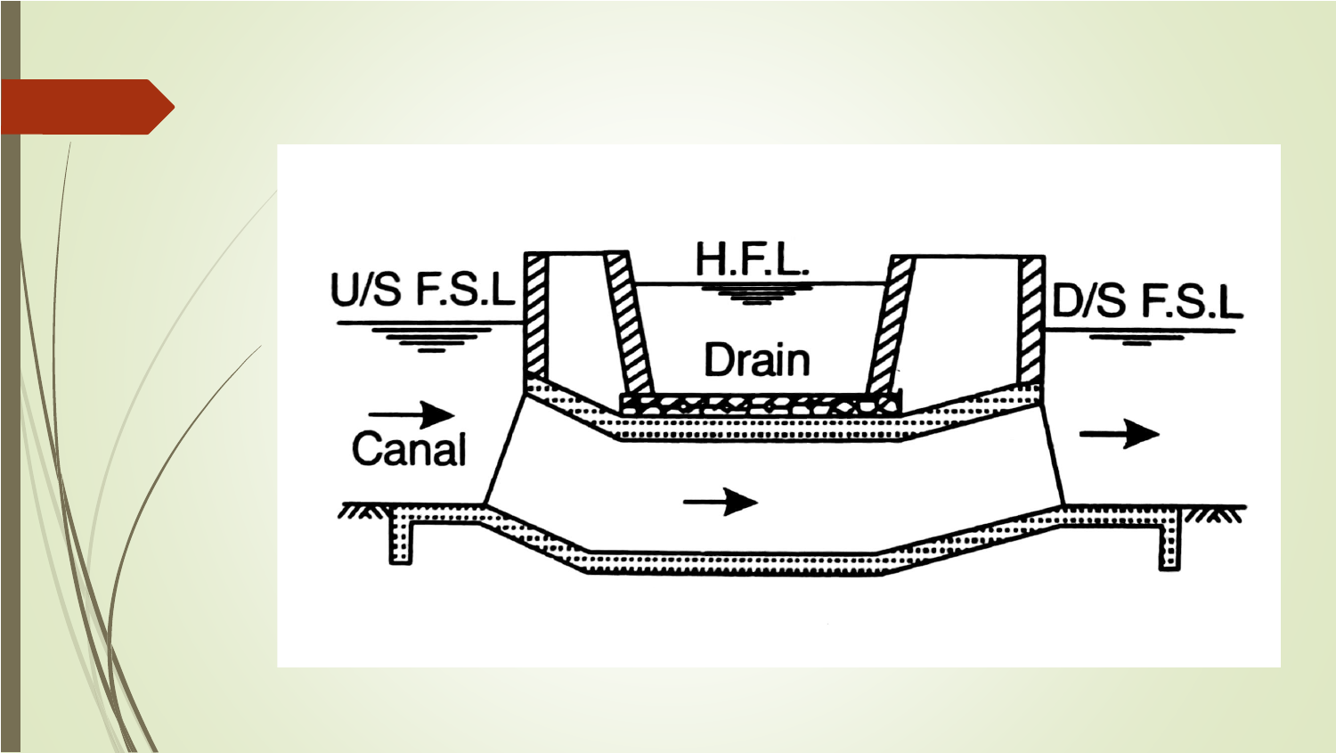H.F.L.

U/S F.S.L

D/S F.S.L

Drain

Canal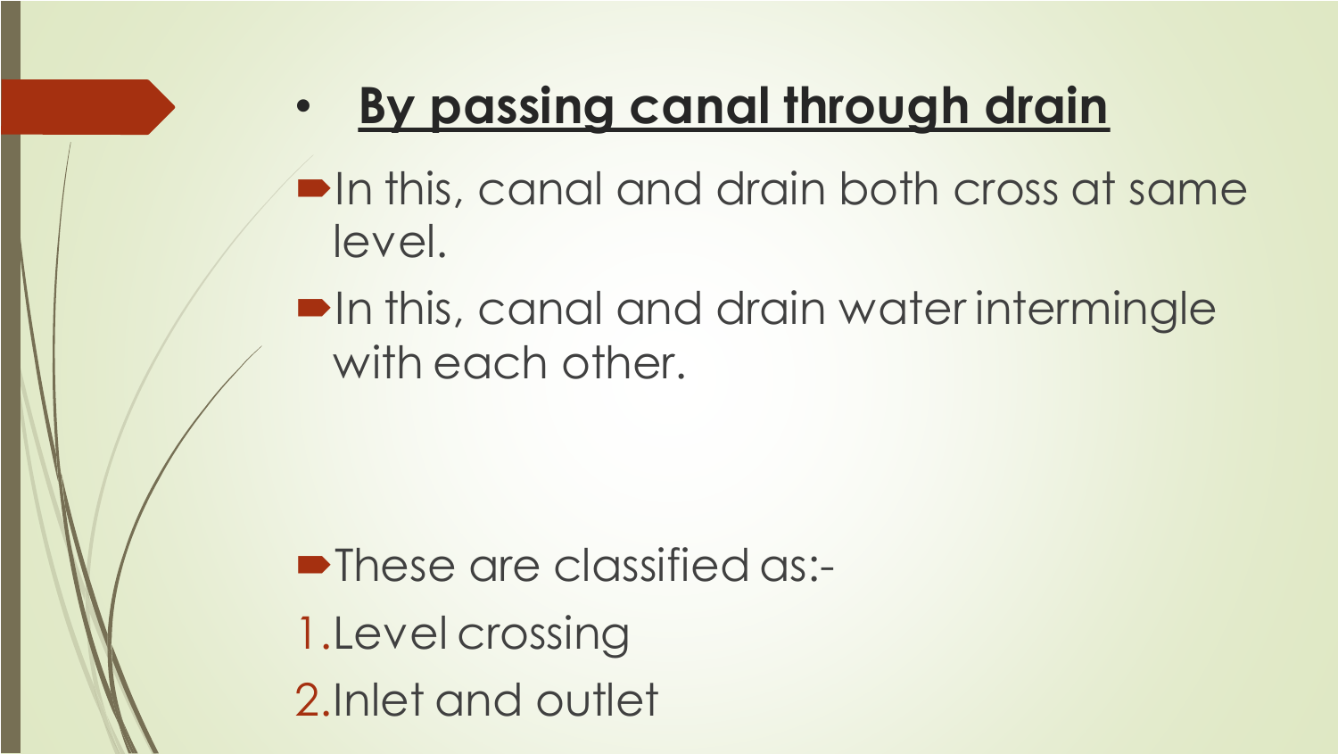## **By passing canal through drain**

- In this, canal and drain both cross at same level.
- In this, canal and drain water intermingle with each other.

- These are classified as:-

1. Level crossing
2. Inlet and outlet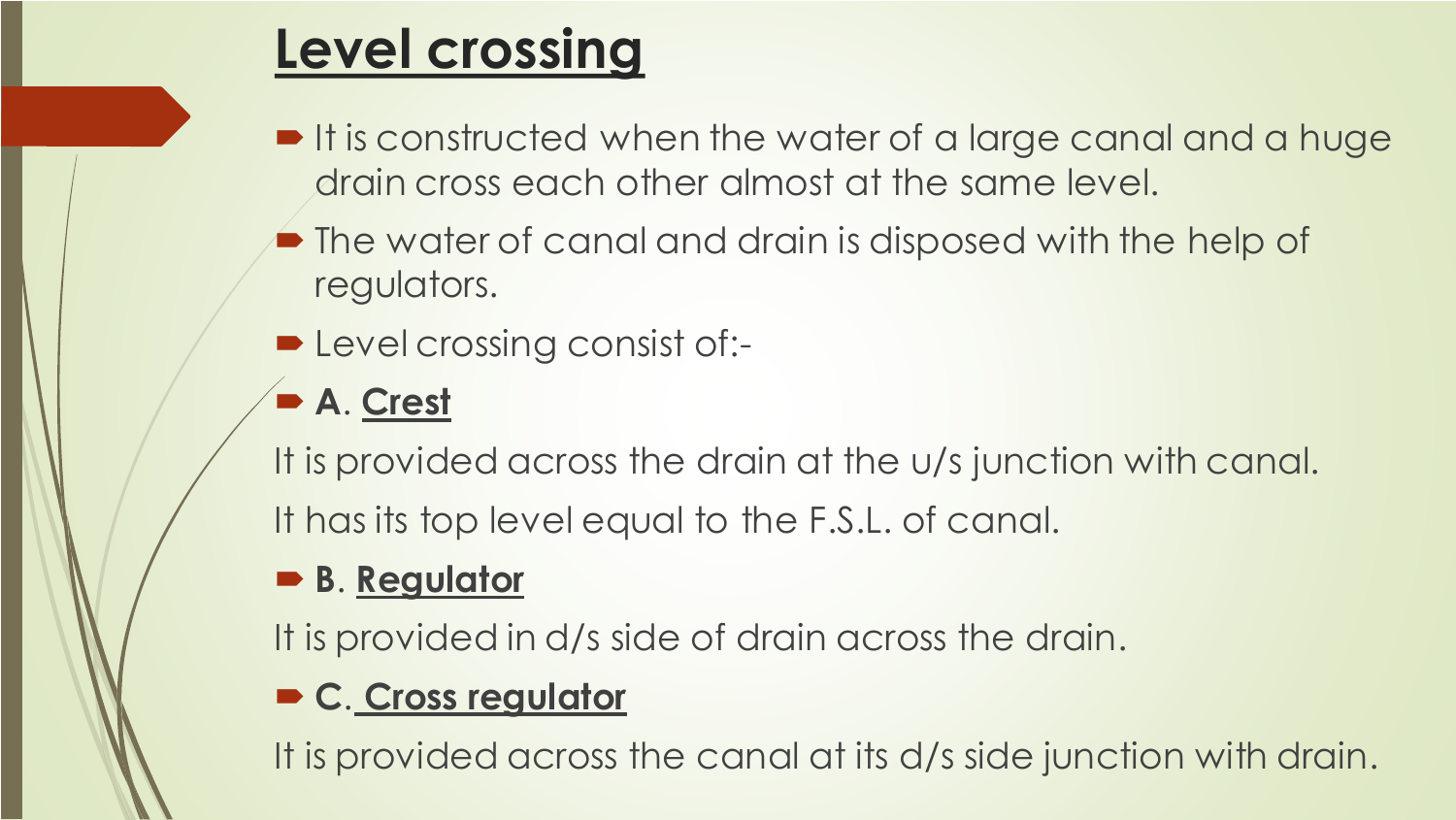# Level crossing

- It is constructed when the water of a large canal and a huge drain cross each other almost at the same level.
- The water of canal and drain is disposed with the help of regulators.
- Level crossing consist of:-
- **A**. **Crest**

It is provided across the drain at the u/s junction with canal.

It has its top level equal to the F.S.L. of canal.

- **B**. **Regulator**

It is provided in d/s side of drain across the drain.

- **C**. **Cross regulator**

It is provided across the canal at its d/s side junction with drain.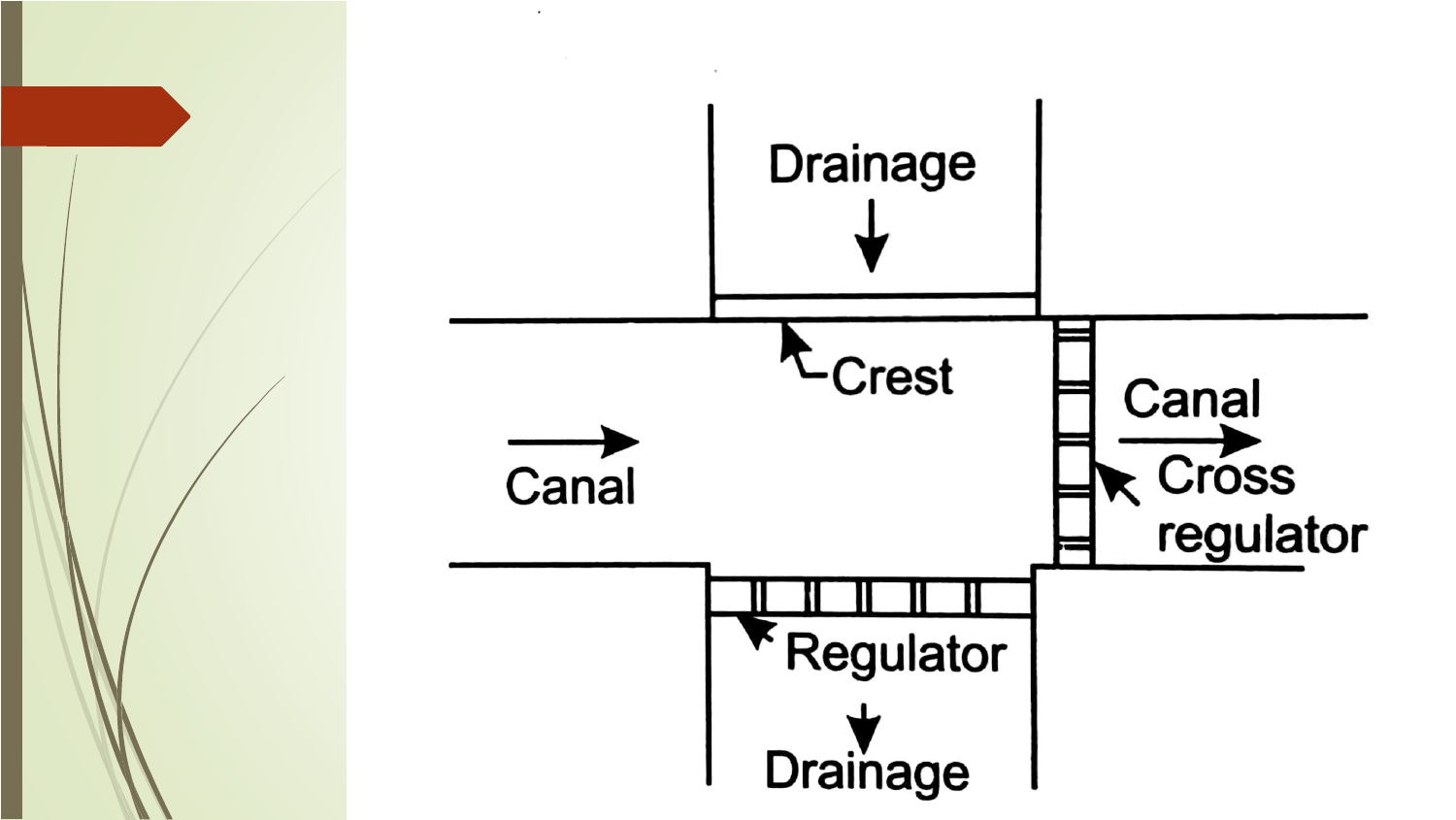Drainage

Crest

Canal

Canal

Cross regulator

Regulator

Drainage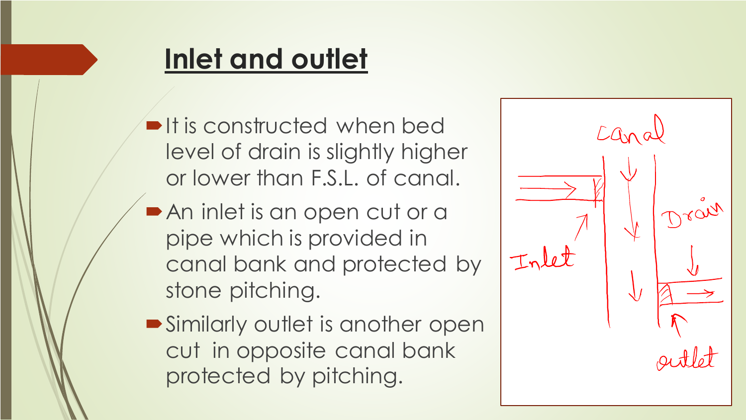## Inlet and outlet

- It is constructed when bed level of drain is slightly higher or lower than F.S.L. of canal.
- An inlet is an open cut or a pipe which is provided in canal bank and protected by stone pitching.
- Similarly outlet is another open cut in opposite canal bank protected by pitching.